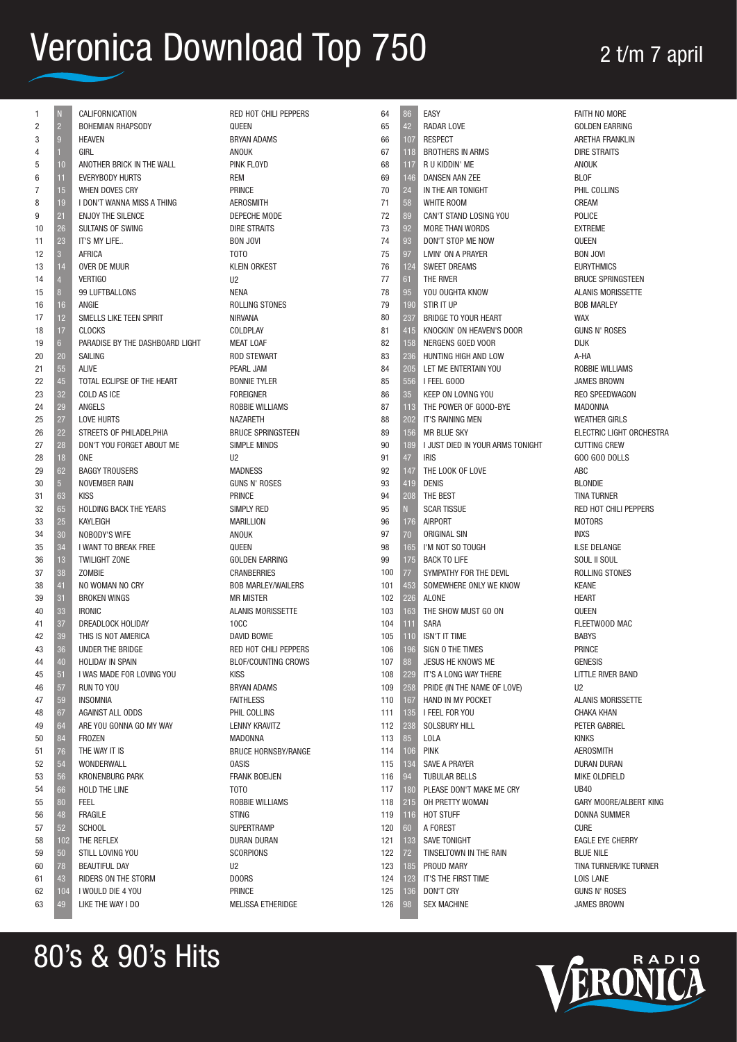# Veronica Download Top 750

2 t/m 7 april

| # | Vorige | Titel | Artiest |
|---|---|---|---|
| 1 | N | CALIFORNICATION | RED HOT CHILI PEPPERS |
| 2 | 2 | BOHEMIAN RHAPSODY | QUEEN |
| 3 | 9 | HEAVEN | BRYAN ADAMS |
| 4 | 1 | GIRL | ANOUK |
| 5 | 10 | ANOTHER BRICK IN THE WALL | PINK FLOYD |
| 6 | 11 | EVERYBODY HURTS | REM |
| 7 | 15 | WHEN DOVES CRY | PRINCE |
| 8 | 19 | I DON'T WANNA MISS A THING | AEROSMITH |
| 9 | 21 | ENJOY THE SILENCE | DEPECHE MODE |
| 10 | 26 | SULTANS OF SWING | DIRE STRAITS |
| 11 | 23 | IT'S MY LIFE.. | BON JOVI |
| 12 | 3 | AFRICA | TOTO |
| 13 | 14 | OVER DE MUUR | KLEIN ORKEST |
| 14 | 4 | VERTIGO | U2 |
| 15 | 8 | 99 LUFTBALLONS | NENA |
| 16 | 16 | ANGIE | ROLLING STONES |
| 17 | 12 | SMELLS LIKE TEEN SPIRIT | NIRVANA |
| 18 | 17 | CLOCKS | COLDPLAY |
| 19 | 6 | PARADISE BY THE DASHBOARD LIGHT | MEAT LOAF |
| 20 | 20 | SAILING | ROD STEWART |
| 21 | 55 | ALIVE | PEARL JAM |
| 22 | 45 | TOTAL ECLIPSE OF THE HEART | BONNIE TYLER |
| 23 | 32 | COLD AS ICE | FOREIGNER |
| 24 | 29 | ANGELS | ROBBIE WILLIAMS |
| 25 | 27 | LOVE HURTS | NAZARETH |
| 26 | 22 | STREETS OF PHILADELPHIA | BRUCE SPRINGSTEEN |
| 27 | 28 | DON'T YOU FORGET ABOUT ME | SIMPLE MINDS |
| 28 | 18 | ONE | U2 |
| 29 | 62 | BAGGY TROUSERS | MADNESS |
| 30 | 5 | NOVEMBER RAIN | GUNS N' ROSES |
| 31 | 63 | KISS | PRINCE |
| 32 | 65 | HOLDING BACK THE YEARS | SIMPLY RED |
| 33 | 25 | KAYLEIGH | MARILLION |
| 34 | 30 | NOBODY'S WIFE | ANOUK |
| 35 | 34 | I WANT TO BREAK FREE | QUEEN |
| 36 | 13 | TWILIGHT ZONE | GOLDEN EARRING |
| 37 | 38 | ZOMBIE | CRANBERRIES |
| 38 | 41 | NO WOMAN NO CRY | BOB MARLEY/WAILERS |
| 39 | 31 | BROKEN WINGS | MR MISTER |
| 40 | 33 | IRONIC | ALANIS MORISSETTE |
| 41 | 37 | DREADLOCK HOLIDAY | 10CC |
| 42 | 39 | THIS IS NOT AMERICA | DAVID BOWIE |
| 43 | 36 | UNDER THE BRIDGE | RED HOT CHILI PEPPERS |
| 44 | 40 | HOLIDAY IN SPAIN | BLOF/COUNTING CROWS |
| 45 | 51 | I WAS MADE FOR LOVING YOU | KISS |
| 46 | 57 | RUN TO YOU | BRYAN ADAMS |
| 47 | 59 | INSOMNIA | FAITHLESS |
| 48 | 67 | AGAINST ALL ODDS | PHIL COLLINS |
| 49 | 64 | ARE YOU GONNA GO MY WAY | LENNY KRAVITZ |
| 50 | 84 | FROZEN | MADONNA |
| 51 | 76 | THE WAY IT IS | BRUCE HORNSBY/RANGE |
| 52 | 54 | WONDERWALL | OASIS |
| 53 | 56 | KRONENBURG PARK | FRANK BOEIJEN |
| 54 | 66 | HOLD THE LINE | TOTO |
| 55 | 80 | FEEL | ROBBIE WILLIAMS |
| 56 | 48 | FRAGILE | STING |
| 57 | 52 | SCHOOL | SUPERTRAMP |
| 58 | 102 | THE REFLEX | DURAN DURAN |
| 59 | 50 | STILL LOVING YOU | SCORPIONS |
| 60 | 78 | BEAUTIFUL DAY | U2 |
| 61 | 43 | RIDERS ON THE STORM | DOORS |
| 62 | 104 | I WOULD DIE 4 YOU | PRINCE |
| 63 | 49 | LIKE THE WAY I DO | MELISSA ETHERIDGE |
| 64 | 86 | EASY | FAITH NO MORE |
| 65 | 42 | RADAR LOVE | GOLDEN EARRING |
| 66 | 107 | RESPECT | ARETHA FRANKLIN |
| 67 | 118 | BROTHERS IN ARMS | DIRE STRAITS |
| 68 | 117 | R U KIDDIN' ME | ANOUK |
| 69 | 146 | DANSEN AAN ZEE | BLOF |
| 70 | 24 | IN THE AIR TONIGHT | PHIL COLLINS |
| 71 | 58 | WHITE ROOM | CREAM |
| 72 | 89 | CAN'T STAND LOSING YOU | POLICE |
| 73 | 92 | MORE THAN WORDS | EXTREME |
| 74 | 93 | DON'T STOP ME NOW | QUEEN |
| 75 | 97 | LIVIN' ON A PRAYER | BON JOVI |
| 76 | 124 | SWEET DREAMS | EURYTHMICS |
| 77 | 61 | THE RIVER | BRUCE SPRINGSTEEN |
| 78 | 95 | YOU OUGHTA KNOW | ALANIS MORISSETTE |
| 79 | 190 | STIR IT UP | BOB MARLEY |
| 80 | 237 | BRIDGE TO YOUR HEART | WAX |
| 81 | 415 | KNOCKIN' ON HEAVEN'S DOOR | GUNS N' ROSES |
| 82 | 158 | NERGENS GOED VOOR | DIJK |
| 83 | 236 | HUNTING HIGH AND LOW | A-HA |
| 84 | 205 | LET ME ENTERTAIN YOU | ROBBIE WILLIAMS |
| 85 | 556 | I FEEL GOOD | JAMES BROWN |
| 86 | 35 | KEEP ON LOVING YOU | REO SPEEDWAGON |
| 87 | 113 | THE POWER OF GOOD-BYE | MADONNA |
| 88 | 202 | IT'S RAINING MEN | WEATHER GIRLS |
| 89 | 156 | MR BLUE SKY | ELECTRIC LIGHT ORCHESTRA |
| 90 | 189 | I JUST DIED IN YOUR ARMS TONIGHT | CUTTING CREW |
| 91 | 47 | IRIS | GOO GOO DOLLS |
| 92 | 147 | THE LOOK OF LOVE | ABC |
| 93 | 419 | DENIS | BLONDIE |
| 94 | 208 | THE BEST | TINA TURNER |
| 95 | N | SCAR TISSUE | RED HOT CHILI PEPPERS |
| 96 | 176 | AIRPORT | MOTORS |
| 97 | 70 | ORIGINAL SIN | INXS |
| 98 | 165 | I'M NOT SO TOUGH | ILSE DELANGE |
| 99 | 175 | BACK TO LIFE | SOUL II SOUL |
| 100 | 77 | SYMPATHY FOR THE DEVIL | ROLLING STONES |
| 101 | 453 | SOMEWHERE ONLY WE KNOW | KEANE |
| 102 | 226 | ALONE | HEART |
| 103 | 163 | THE SHOW MUST GO ON | QUEEN |
| 104 | 111 | SARA | FLEETWOOD MAC |
| 105 | 110 | ISN'T IT TIME | BABYS |
| 106 | 196 | SIGN O THE TIMES | PRINCE |
| 107 | 88 | JESUS HE KNOWS ME | GENESIS |
| 108 | 229 | IT'S A LONG WAY THERE | LITTLE RIVER BAND |
| 109 | 258 | PRIDE (IN THE NAME OF LOVE) | U2 |
| 110 | 167 | HAND IN MY POCKET | ALANIS MORISSETTE |
| 111 | 135 | I FEEL FOR YOU | CHAKA KHAN |
| 112 | 238 | SOLSBURY HILL | PETER GABRIEL |
| 113 | 85 | LOLA | KINKS |
| 114 | 106 | PINK | AEROSMITH |
| 115 | 134 | SAVE A PRAYER | DURAN DURAN |
| 116 | 94 | TUBULAR BELLS | MIKE OLDFIELD |
| 117 | 180 | PLEASE DON'T MAKE ME CRY | UB40 |
| 118 | 215 | OH PRETTY WOMAN | GARY MOORE/ALBERT KING |
| 119 | 116 | HOT STUFF | DONNA SUMMER |
| 120 | 60 | A FOREST | CURE |
| 121 | 133 | SAVE TONIGHT | EAGLE EYE CHERRY |
| 122 | 72 | TINSELTOWN IN THE RAIN | BLUE NILE |
| 123 | 185 | PROUD MARY | TINA TURNER/IKE TURNER |
| 124 | 123 | IT'S THE FIRST TIME | LOIS LANE |
| 125 | 136 | DON'T CRY | GUNS N' ROSES |
| 126 | 98 | SEX MACHINE | JAMES BROWN |

80's & 90's Hits

RADIO VERONICA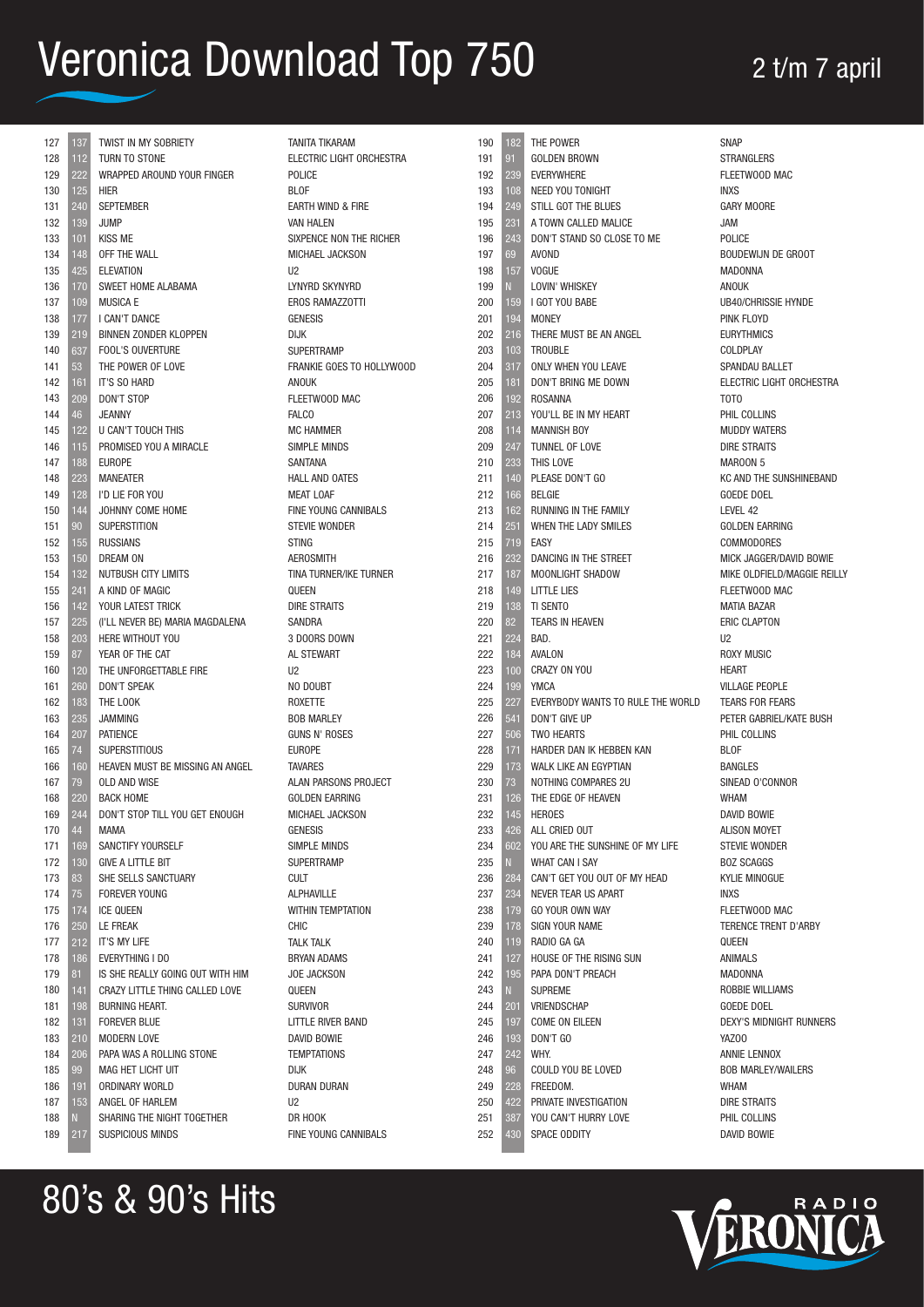# Veronica Download Top 750

2 t/m 7 april

| # | Vorige | Titel | Artiest |
|---|---|---|---|
| 127 | 137 | TWIST IN MY SOBRIETY | TANITA TIKARAM |
| 128 | 112 | TURN TO STONE | ELECTRIC LIGHT ORCHESTRA |
| 129 | 222 | WRAPPED AROUND YOUR FINGER | POLICE |
| 130 | 125 | HIER | BLOF |
| 131 | 240 | SEPTEMBER | EARTH WIND & FIRE |
| 132 | 139 | JUMP | VAN HALEN |
| 133 | 101 | KISS ME | SIXPENCE NON THE RICHER |
| 134 | 148 | OFF THE WALL | MICHAEL JACKSON |
| 135 | 425 | ELEVATION | U2 |
| 136 | 170 | SWEET HOME ALABAMA | LYNYRD SKYNYRD |
| 137 | 109 | MUSICA E | EROS RAMAZZOTTI |
| 138 | 177 | I CAN'T DANCE | GENESIS |
| 139 | 219 | BINNEN ZONDER KLOPPEN | DIJK |
| 140 | 637 | FOOL'S OUVERTURE | SUPERTRAMP |
| 141 | 53 | THE POWER OF LOVE | FRANKIE GOES TO HOLLYWOOD |
| 142 | 161 | IT'S SO HARD | ANOUK |
| 143 | 209 | DON'T STOP | FLEETWOOD MAC |
| 144 | 46 | JEANNY | FALCO |
| 145 | 122 | U CAN'T TOUCH THIS | MC HAMMER |
| 146 | 115 | PROMISED YOU A MIRACLE | SIMPLE MINDS |
| 147 | 188 | EUROPE | SANTANA |
| 148 | 223 | MANEATER | HALL AND OATES |
| 149 | 128 | I'D LIE FOR YOU | MEAT LOAF |
| 150 | 144 | JOHNNY COME HOME | FINE YOUNG CANNIBALS |
| 151 | 90 | SUPERSTITION | STEVIE WONDER |
| 152 | 155 | RUSSIANS | STING |
| 153 | 150 | DREAM ON | AEROSMITH |
| 154 | 132 | NUTBUSH CITY LIMITS | TINA TURNER/IKE TURNER |
| 155 | 241 | A KIND OF MAGIC | QUEEN |
| 156 | 142 | YOUR LATEST TRICK | DIRE STRAITS |
| 157 | 225 | (I'LL NEVER BE) MARIA MAGDALENA | SANDRA |
| 158 | 203 | HERE WITHOUT YOU | 3 DOORS DOWN |
| 159 | 87 | YEAR OF THE CAT | AL STEWART |
| 160 | 120 | THE UNFORGETTABLE FIRE | U2 |
| 161 | 260 | DON'T SPEAK | NO DOUBT |
| 162 | 183 | THE LOOK | ROXETTE |
| 163 | 235 | JAMMING | BOB MARLEY |
| 164 | 207 | PATIENCE | GUNS N' ROSES |
| 165 | 74 | SUPERSTITIOUS | EUROPE |
| 166 | 160 | HEAVEN MUST BE MISSING AN ANGEL | TAVARES |
| 167 | 79 | OLD AND WISE | ALAN PARSONS PROJECT |
| 168 | 220 | BACK HOME | GOLDEN EARRING |
| 169 | 244 | DON'T STOP TILL YOU GET ENOUGH | MICHAEL JACKSON |
| 170 | 44 | MAMA | GENESIS |
| 171 | 169 | SANCTIFY YOURSELF | SIMPLE MINDS |
| 172 | 130 | GIVE A LITTLE BIT | SUPERTRAMP |
| 173 | 83 | SHE SELLS SANCTUARY | CULT |
| 174 | 75 | FOREVER YOUNG | ALPHAVILLE |
| 175 | 174 | ICE QUEEN | WITHIN TEMPTATION |
| 176 | 250 | LE FREAK | CHIC |
| 177 | 212 | IT'S MY LIFE | TALK TALK |
| 178 | 186 | EVERYTHING I DO | BRYAN ADAMS |
| 179 | 81 | IS SHE REALLY GOING OUT WITH HIM | JOE JACKSON |
| 180 | 141 | CRAZY LITTLE THING CALLED LOVE | QUEEN |
| 181 | 198 | BURNING HEART. | SURVIVOR |
| 182 | 131 | FOREVER BLUE | LITTLE RIVER BAND |
| 183 | 210 | MODERN LOVE | DAVID BOWIE |
| 184 | 206 | PAPA WAS A ROLLING STONE | TEMPTATIONS |
| 185 | 99 | MAG HET LICHT UIT | DIJK |
| 186 | 191 | ORDINARY WORLD | DURAN DURAN |
| 187 | 153 | ANGEL OF HARLEM | U2 |
| 188 | N | SHARING THE NIGHT TOGETHER | DR HOOK |
| 189 | 217 | SUSPICIOUS MINDS | FINE YOUNG CANNIBALS |
| 190 | 182 | THE POWER | SNAP |
| 191 | 91 | GOLDEN BROWN | STRANGLERS |
| 192 | 239 | EVERYWHERE | FLEETWOOD MAC |
| 193 | 108 | NEED YOU TONIGHT | INXS |
| 194 | 249 | STILL GOT THE BLUES | GARY MOORE |
| 195 | 231 | A TOWN CALLED MALICE | JAM |
| 196 | 243 | DON'T STAND SO CLOSE TO ME | POLICE |
| 197 | 69 | AVOND | BOUDEWIJN DE GROOT |
| 198 | 157 | VOGUE | MADONNA |
| 199 | N | LOVIN' WHISKEY | ANOUK |
| 200 | 159 | I GOT YOU BABE | UB40/CHRISSIE HYNDE |
| 201 | 194 | MONEY | PINK FLOYD |
| 202 | 216 | THERE MUST BE AN ANGEL | EURYTHMICS |
| 203 | 103 | TROUBLE | COLDPLAY |
| 204 | 317 | ONLY WHEN YOU LEAVE | SPANDAU BALLET |
| 205 | 181 | DON'T BRING ME DOWN | ELECTRIC LIGHT ORCHESTRA |
| 206 | 192 | ROSANNA | TOTO |
| 207 | 213 | YOU'LL BE IN MY HEART | PHIL COLLINS |
| 208 | 114 | MANNISH BOY | MUDDY WATERS |
| 209 | 247 | TUNNEL OF LOVE | DIRE STRAITS |
| 210 | 233 | THIS LOVE | MAROON 5 |
| 211 | 140 | PLEASE DON'T GO | KC AND THE SUNSHINEBAND |
| 212 | 166 | BELGIE | GOEDE DOEL |
| 213 | 162 | RUNNING IN THE FAMILY | LEVEL 42 |
| 214 | 251 | WHEN THE LADY SMILES | GOLDEN EARRING |
| 215 | 719 | EASY | COMMODORES |
| 216 | 232 | DANCING IN THE STREET | MICK JAGGER/DAVID BOWIE |
| 217 | 187 | MOONLIGHT SHADOW | MIKE OLDFIELD/MAGGIE REILLY |
| 218 | 149 | LITTLE LIES | FLEETWOOD MAC |
| 219 | 138 | TI SENTO | MATIA BAZAR |
| 220 | 82 | TEARS IN HEAVEN | ERIC CLAPTON |
| 221 | 224 | BAD. | U2 |
| 222 | 184 | AVALON | ROXY MUSIC |
| 223 | 100 | CRAZY ON YOU | HEART |
| 224 | 199 | YMCA | VILLAGE PEOPLE |
| 225 | 227 | EVERYBODY WANTS TO RULE THE WORLD | TEARS FOR FEARS |
| 226 | 541 | DON'T GIVE UP | PETER GABRIEL/KATE BUSH |
| 227 | 506 | TWO HEARTS | PHIL COLLINS |
| 228 | 171 | HARDER DAN IK HEBBEN KAN | BLOF |
| 229 | 173 | WALK LIKE AN EGYPTIAN | BANGLES |
| 230 | 73 | NOTHING COMPARES 2U | SINEAD O'CONNOR |
| 231 | 126 | THE EDGE OF HEAVEN | WHAM |
| 232 | 145 | HEROES | DAVID BOWIE |
| 233 | 426 | ALL CRIED OUT | ALISON MOYET |
| 234 | 602 | YOU ARE THE SUNSHINE OF MY LIFE | STEVIE WONDER |
| 235 | N | WHAT CAN I SAY | BOZ SCAGGS |
| 236 | 284 | CAN'T GET YOU OUT OF MY HEAD | KYLIE MINOGUE |
| 237 | 234 | NEVER TEAR US APART | INXS |
| 238 | 179 | GO YOUR OWN WAY | FLEETWOOD MAC |
| 239 | 178 | SIGN YOUR NAME | TERENCE TRENT D'ARBY |
| 240 | 119 | RADIO GA GA | QUEEN |
| 241 | 127 | HOUSE OF THE RISING SUN | ANIMALS |
| 242 | 195 | PAPA DON'T PREACH | MADONNA |
| 243 | N | SUPREME | ROBBIE WILLIAMS |
| 244 | 201 | VRIENDSCHAP | GOEDE DOEL |
| 245 | 197 | COME ON EILEEN | DEXY'S MIDNIGHT RUNNERS |
| 246 | 193 | DON'T GO | YAZOO |
| 247 | 242 | WHY. | ANNIE LENNOX |
| 248 | 96 | COULD YOU BE LOVED | BOB MARLEY/WAILERS |
| 249 | 228 | FREEDOM. | WHAM |
| 250 | 422 | PRIVATE INVESTIGATION | DIRE STRAITS |
| 251 | 387 | YOU CAN'T HURRY LOVE | PHIL COLLINS |
| 252 | 430 | SPACE ODDITY | DAVID BOWIE |

80's & 90's Hits

RADIO VERONICA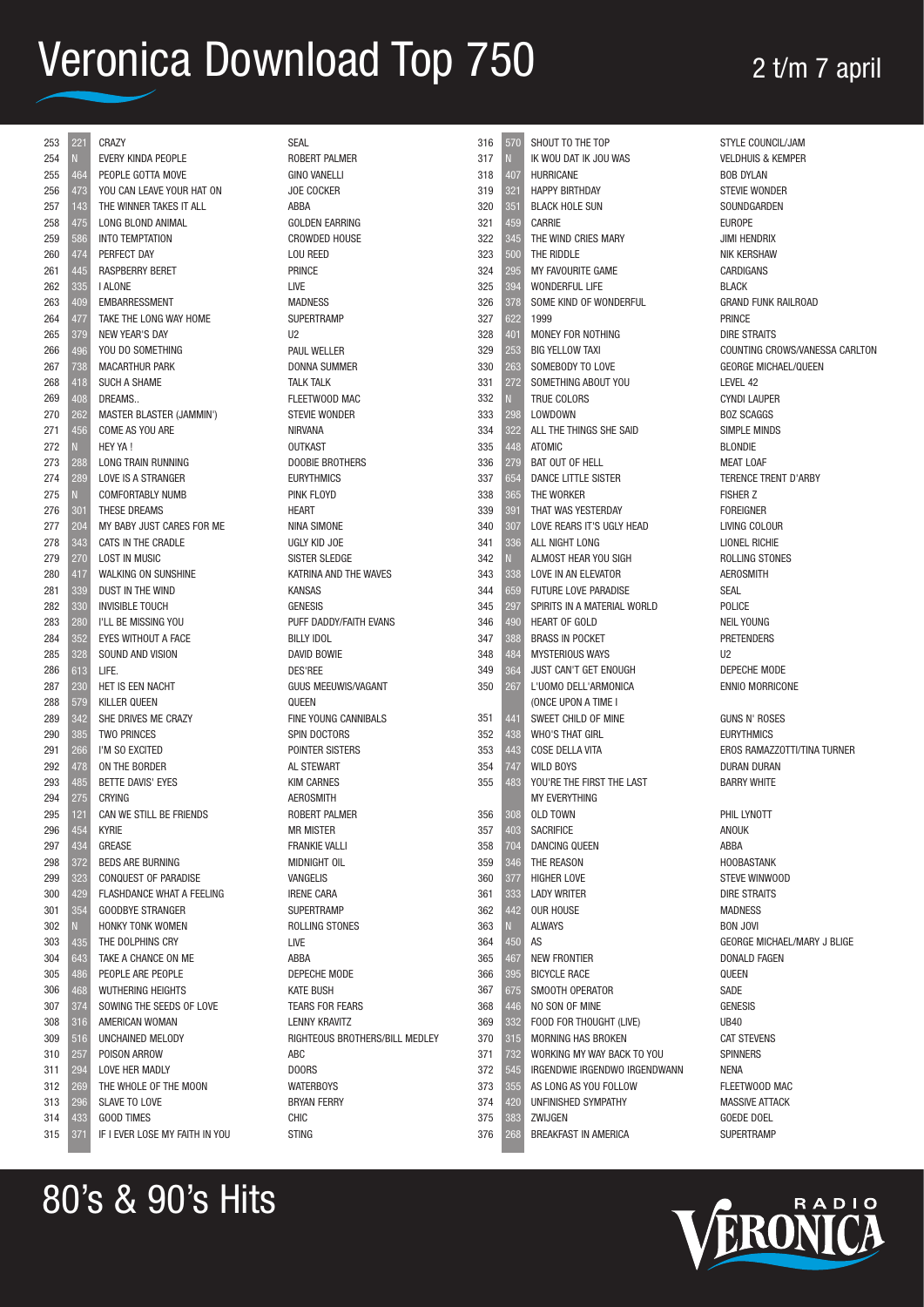# Veronica Download Top 750

2 t/m 7 april

| # | Vorige | Titel | Artiest |
|---|---|---|---|
| 253 | 221 | CRAZY | SEAL |
| 254 | N | EVERY KINDA PEOPLE | ROBERT PALMER |
| 255 | 464 | PEOPLE GOTTA MOVE | GINO VANELLI |
| 256 | 473 | YOU CAN LEAVE YOUR HAT ON | JOE COCKER |
| 257 | 143 | THE WINNER TAKES IT ALL | ABBA |
| 258 | 475 | LONG BLOND ANIMAL | GOLDEN EARRING |
| 259 | 586 | INTO TEMPTATION | CROWDED HOUSE |
| 260 | 474 | PERFECT DAY | LOU REED |
| 261 | 445 | RASPBERRY BERET | PRINCE |
| 262 | 335 | I ALONE | LIVE |
| 263 | 409 | EMBARRESSMENT | MADNESS |
| 264 | 477 | TAKE THE LONG WAY HOME | SUPERTRAMP |
| 265 | 379 | NEW YEAR'S DAY | U2 |
| 266 | 496 | YOU DO SOMETHING | PAUL WELLER |
| 267 | 738 | MACARTHUR PARK | DONNA SUMMER |
| 268 | 418 | SUCH A SHAME | TALK TALK |
| 269 | 408 | DREAMS.. | FLEETWOOD MAC |
| 270 | 262 | MASTER BLASTER (JAMMIN') | STEVIE WONDER |
| 271 | 456 | COME AS YOU ARE | NIRVANA |
| 272 | N | HEY YA ! | OUTKAST |
| 273 | 288 | LONG TRAIN RUNNING | DOOBIE BROTHERS |
| 274 | 289 | LOVE IS A STRANGER | EURYTHMICS |
| 275 | N | COMFORTABLY NUMB | PINK FLOYD |
| 276 | 301 | THESE DREAMS | HEART |
| 277 | 204 | MY BABY JUST CARES FOR ME | NINA SIMONE |
| 278 | 343 | CATS IN THE CRADLE | UGLY KID JOE |
| 279 | 270 | LOST IN MUSIC | SISTER SLEDGE |
| 280 | 417 | WALKING ON SUNSHINE | KATRINA AND THE WAVES |
| 281 | 339 | DUST IN THE WIND | KANSAS |
| 282 | 330 | INVISIBLE TOUCH | GENESIS |
| 283 | 280 | I'LL BE MISSING YOU | PUFF DADDY/FAITH EVANS |
| 284 | 352 | EYES WITHOUT A FACE | BILLY IDOL |
| 285 | 328 | SOUND AND VISION | DAVID BOWIE |
| 286 | 613 | LIFE. | DES'REE |
| 287 | 230 | HET IS EEN NACHT | GUUS MEEUWIS/VAGANT |
| 288 | 579 | KILLER QUEEN | QUEEN |
| 289 | 342 | SHE DRIVES ME CRAZY | FINE YOUNG CANNIBALS |
| 290 | 385 | TWO PRINCES | SPIN DOCTORS |
| 291 | 266 | I'M SO EXCITED | POINTER SISTERS |
| 292 | 478 | ON THE BORDER | AL STEWART |
| 293 | 485 | BETTE DAVIS' EYES | KIM CARNES |
| 294 | 275 | CRYING | AEROSMITH |
| 295 | 121 | CAN WE STILL BE FRIENDS | ROBERT PALMER |
| 296 | 454 | KYRIE | MR MISTER |
| 297 | 434 | GREASE | FRANKIE VALLI |
| 298 | 372 | BEDS ARE BURNING | MIDNIGHT OIL |
| 299 | 323 | CONQUEST OF PARADISE | VANGELIS |
| 300 | 429 | FLASHDANCE WHAT A FEELING | IRENE CARA |
| 301 | 354 | GOODBYE STRANGER | SUPERTRAMP |
| 302 | N | HONKY TONK WOMEN | ROLLING STONES |
| 303 | 435 | THE DOLPHINS CRY | LIVE |
| 304 | 643 | TAKE A CHANCE ON ME | ABBA |
| 305 | 486 | PEOPLE ARE PEOPLE | DEPECHE MODE |
| 306 | 468 | WUTHERING HEIGHTS | KATE BUSH |
| 307 | 374 | SOWING THE SEEDS OF LOVE | TEARS FOR FEARS |
| 308 | 316 | AMERICAN WOMAN | LENNY KRAVITZ |
| 309 | 516 | UNCHAINED MELODY | RIGHTEOUS BROTHERS/BILL MEDLEY |
| 310 | 257 | POISON ARROW | ABC |
| 311 | 294 | LOVE HER MADLY | DOORS |
| 312 | 269 | THE WHOLE OF THE MOON | WATERBOYS |
| 313 | 296 | SLAVE TO LOVE | BRYAN FERRY |
| 314 | 433 | GOOD TIMES | CHIC |
| 315 | 371 | IF I EVER LOSE MY FAITH IN YOU | STING |
| 316 | 570 | SHOUT TO THE TOP | STYLE COUNCIL/JAM |
| 317 | N | IK WOU DAT IK JOU WAS | VELDHUIS & KEMPER |
| 318 | 407 | HURRICANE | BOB DYLAN |
| 319 | 321 | HAPPY BIRTHDAY | STEVIE WONDER |
| 320 | 351 | BLACK HOLE SUN | SOUNDGARDEN |
| 321 | 459 | CARRIE | EUROPE |
| 322 | 345 | THE WIND CRIES MARY | JIMI HENDRIX |
| 323 | 500 | THE RIDDLE | NIK KERSHAW |
| 324 | 295 | MY FAVOURITE GAME | CARDIGANS |
| 325 | 394 | WONDERFUL LIFE | BLACK |
| 326 | 378 | SOME KIND OF WONDERFUL | GRAND FUNK RAILROAD |
| 327 | 622 | 1999 | PRINCE |
| 328 | 401 | MONEY FOR NOTHING | DIRE STRAITS |
| 329 | 253 | BIG YELLOW TAXI | COUNTING CROWS/VANESSA CARLTON |
| 330 | 263 | SOMEBODY TO LOVE | GEORGE MICHAEL/QUEEN |
| 331 | 272 | SOMETHING ABOUT YOU | LEVEL 42 |
| 332 | N | TRUE COLORS | CYNDI LAUPER |
| 333 | 298 | LOWDOWN | BOZ SCAGGS |
| 334 | 322 | ALL THE THINGS SHE SAID | SIMPLE MINDS |
| 335 | 448 | ATOMIC | BLONDIE |
| 336 | 279 | BAT OUT OF HELL | MEAT LOAF |
| 337 | 654 | DANCE LITTLE SISTER | TERENCE TRENT D'ARBY |
| 338 | 365 | THE WORKER | FISHER Z |
| 339 | 391 | THAT WAS YESTERDAY | FOREIGNER |
| 340 | 307 | LOVE REARS IT'S UGLY HEAD | LIVING COLOUR |
| 341 | 336 | ALL NIGHT LONG | LIONEL RICHIE |
| 342 | N | ALMOST HEAR YOU SIGH | ROLLING STONES |
| 343 | 338 | LOVE IN AN ELEVATOR | AEROSMITH |
| 344 | 659 | FUTURE LOVE PARADISE | SEAL |
| 345 | 297 | SPIRITS IN A MATERIAL WORLD | POLICE |
| 346 | 490 | HEART OF GOLD | NEIL YOUNG |
| 347 | 388 | BRASS IN POCKET | PRETENDERS |
| 348 | 484 | MYSTERIOUS WAYS | U2 |
| 349 | 364 | JUST CAN'T GET ENOUGH | DEPECHE MODE |
| 350 | 267 | L'UOMO DELL'ARMONICA (ONCE UPON A TIME I | ENNIO MORRICONE |
| 351 | 441 | SWEET CHILD OF MINE | GUNS N' ROSES |
| 352 | 438 | WHO'S THAT GIRL | EURYTHMICS |
| 353 | 443 | COSE DELLA VITA | EROS RAMAZZOTTI/TINA TURNER |
| 354 | 747 | WILD BOYS | DURAN DURAN |
| 355 | 483 | YOU'RE THE FIRST THE LAST MY EVERYTHING | BARRY WHITE |
| 356 | 308 | OLD TOWN | PHIL LYNOTT |
| 357 | 403 | SACRIFICE | ANOUK |
| 358 | 704 | DANCING QUEEN | ABBA |
| 359 | 346 | THE REASON | HOOBASTANK |
| 360 | 377 | HIGHER LOVE | STEVE WINWOOD |
| 361 | 333 | LADY WRITER | DIRE STRAITS |
| 362 | 442 | OUR HOUSE | MADNESS |
| 363 | N | ALWAYS | BON JOVI |
| 364 | 450 | AS | GEORGE MICHAEL/MARY J BLIGE |
| 365 | 467 | NEW FRONTIER | DONALD FAGEN |
| 366 | 395 | BICYCLE RACE | QUEEN |
| 367 | 675 | SMOOTH OPERATOR | SADE |
| 368 | 446 | NO SON OF MINE | GENESIS |
| 369 | 332 | FOOD FOR THOUGHT (LIVE) | UB40 |
| 370 | 315 | MORNING HAS BROKEN | CAT STEVENS |
| 371 | 732 | WORKING MY WAY BACK TO YOU | SPINNERS |
| 372 | 545 | IRGENDWIE IRGENDWO IRGENDWANN | NENA |
| 373 | 355 | AS LONG AS YOU FOLLOW | FLEETWOOD MAC |
| 374 | 420 | UNFINISHED SYMPATHY | MASSIVE ATTACK |
| 375 | 383 | ZWIJGEN | GOEDE DOEL |
| 376 | 268 | BREAKFAST IN AMERICA | SUPERTRAMP |

80's & 90's Hits

RADIO VERONICA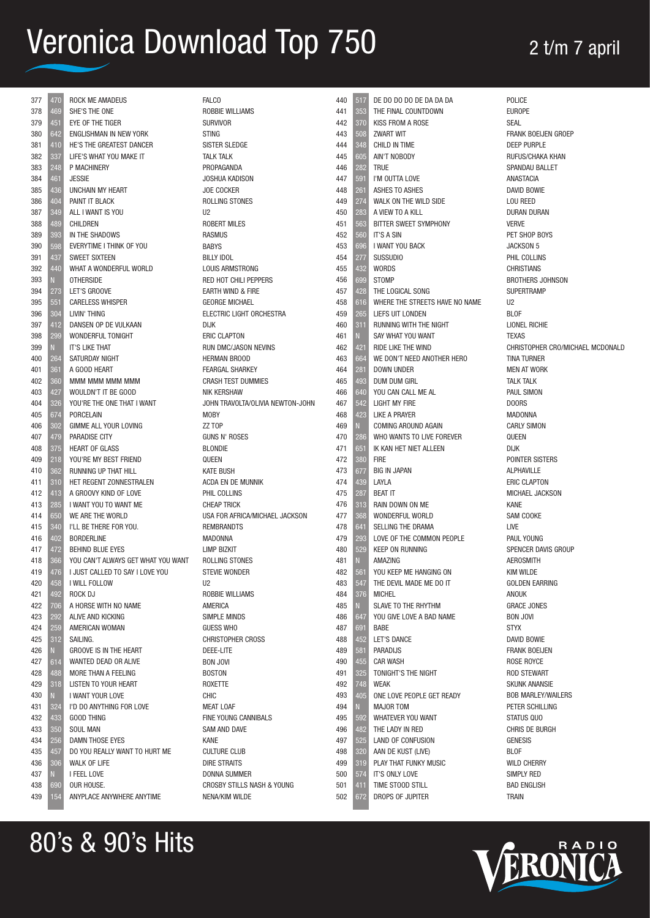# Veronica Download Top 750

2 t/m 7 april

| Pos | Vorige | Titel | Artiest |
|---|---|---|---|
| 377 | 470 | ROCK ME AMADEUS | FALCO |
| 378 | 469 | SHE'S THE ONE | ROBBIE WILLIAMS |
| 379 | 451 | EYE OF THE TIGER | SURVIVOR |
| 380 | 642 | ENGLISHMAN IN NEW YORK | STING |
| 381 | 410 | HE'S THE GREATEST DANCER | SISTER SLEDGE |
| 382 | 337 | LIFE'S WHAT YOU MAKE IT | TALK TALK |
| 383 | 248 | P MACHINERY | PROPAGANDA |
| 384 | 461 | JESSIE | JOSHUA KADISON |
| 385 | 436 | UNCHAIN MY HEART | JOE COCKER |
| 386 | 404 | PAINT IT BLACK | ROLLING STONES |
| 387 | 349 | ALL I WANT IS YOU | U2 |
| 388 | 489 | CHILDREN | ROBERT MILES |
| 389 | 393 | IN THE SHADOWS | RASMUS |
| 390 | 598 | EVERYTIME I THINK OF YOU | BABYS |
| 391 | 437 | SWEET SIXTEEN | BILLY IDOL |
| 392 | 440 | WHAT A WONDERFUL WORLD | LOUIS ARMSTRONG |
| 393 | N | OTHERSIDE | RED HOT CHILI PEPPERS |
| 394 | 273 | LET'S GROOVE | EARTH WIND & FIRE |
| 395 | 551 | CARELESS WHISPER | GEORGE MICHAEL |
| 396 | 304 | LIVIN' THING | ELECTRIC LIGHT ORCHESTRA |
| 397 | 412 | DANSEN OP DE VULKAAN | DIJK |
| 398 | 299 | WONDERFUL TONIGHT | ERIC CLAPTON |
| 399 | N | IT'S LIKE THAT | RUN DMC/JASON NEVINS |
| 400 | 264 | SATURDAY NIGHT | HERMAN BROOD |
| 401 | 361 | A GOOD HEART | FEARGAL SHARKEY |
| 402 | 360 | MMM MMM MMM MMM | CRASH TEST DUMMIES |
| 403 | 427 | WOULDN'T IT BE GOOD | NIK KERSHAW |
| 404 | 326 | YOU'RE THE ONE THAT I WANT | JOHN TRAVOLTA/OLIVIA NEWTON-JOHN |
| 405 | 674 | PORCELAIN | MOBY |
| 406 | 302 | GIMME ALL YOUR LOVING | ZZ TOP |
| 407 | 479 | PARADISE CITY | GUNS N' ROSES |
| 408 | 375 | HEART OF GLASS | BLONDIE |
| 409 | 218 | YOU'RE MY BEST FRIEND | QUEEN |
| 410 | 362 | RUNNING UP THAT HILL | KATE BUSH |
| 411 | 310 | HET REGENT ZONNESTRALEN | ACDA EN DE MUNNIK |
| 412 | 413 | A GROOVY KIND OF LOVE | PHIL COLLINS |
| 413 | 285 | I WANT YOU TO WANT ME | CHEAP TRICK |
| 414 | 650 | WE ARE THE WORLD | USA FOR AFRICA/MICHAEL JACKSON |
| 415 | 340 | I'LL BE THERE FOR YOU. | REMBRANDTS |
| 416 | 402 | BORDERLINE | MADONNA |
| 417 | 472 | BEHIND BLUE EYES | LIMP BIZKIT |
| 418 | 366 | YOU CAN'T ALWAYS GET WHAT YOU WANT | ROLLING STONES |
| 419 | 476 | I JUST CALLED TO SAY I LOVE YOU | STEVIE WONDER |
| 420 | 458 | I WILL FOLLOW | U2 |
| 421 | 492 | ROCK DJ | ROBBIE WILLIAMS |
| 422 | 706 | A HORSE WITH NO NAME | AMERICA |
| 423 | 292 | ALIVE AND KICKING | SIMPLE MINDS |
| 424 | 259 | AMERICAN WOMAN | GUESS WHO |
| 425 | 312 | SAILING. | CHRISTOPHER CROSS |
| 426 | N | GROOVE IS IN THE HEART | DEEE-LITE |
| 427 | 614 | WANTED DEAD OR ALIVE | BON JOVI |
| 428 | 488 | MORE THAN A FEELING | BOSTON |
| 429 | 318 | LISTEN TO YOUR HEART | ROXETTE |
| 430 | N | I WANT YOUR LOVE | CHIC |
| 431 | 324 | I'D DO ANYTHING FOR LOVE | MEAT LOAF |
| 432 | 433 | GOOD THING | FINE YOUNG CANNIBALS |
| 433 | 350 | SOUL MAN | SAM AND DAVE |
| 434 | 256 | DAMN THOSE EYES | KANE |
| 435 | 457 | DO YOU REALLY WANT TO HURT ME | CULTURE CLUB |
| 436 | 306 | WALK OF LIFE | DIRE STRAITS |
| 437 | N | I FEEL LOVE | DONNA SUMMER |
| 438 | 690 | OUR HOUSE. | CROSBY STILLS NASH & YOUNG |
| 439 | 154 | ANYPLACE ANYWHERE ANYTIME | NENA/KIM WILDE |
| 440 | 517 | DE DO DO DO DE DA DA DA | POLICE |
| 441 | 353 | THE FINAL COUNTDOWN | EUROPE |
| 442 | 370 | KISS FROM A ROSE | SEAL |
| 443 | 508 | ZWART WIT | FRANK BOEIJEN GROEP |
| 444 | 348 | CHILD IN TIME | DEEP PURPLE |
| 445 | 605 | AIN'T NOBODY | RUFUS/CHAKA KHAN |
| 446 | 282 | TRUE | SPANDAU BALLET |
| 447 | 591 | I'M OUTTA LOVE | ANASTACIA |
| 448 | 261 | ASHES TO ASHES | DAVID BOWIE |
| 449 | 274 | WALK ON THE WILD SIDE | LOU REED |
| 450 | 283 | A VIEW TO A KILL | DURAN DURAN |
| 451 | 563 | BITTER SWEET SYMPHONY | VERVE |
| 452 | 560 | IT'S A SIN | PET SHOP BOYS |
| 453 | 696 | I WANT YOU BACK | JACKSON 5 |
| 454 | 277 | SUSSUDIO | PHIL COLLINS |
| 455 | 432 | WORDS | CHRISTIANS |
| 456 | 699 | STOMP | BROTHERS JOHNSON |
| 457 | 428 | THE LOGICAL SONG | SUPERTRAMP |
| 458 | 616 | WHERE THE STREETS HAVE NO NAME | U2 |
| 459 | 265 | LIEFS UIT LONDEN | BLOF |
| 460 | 311 | RUNNING WITH THE NIGHT | LIONEL RICHIE |
| 461 | N | SAY WHAT YOU WANT | TEXAS |
| 462 | 421 | RIDE LIKE THE WIND | CHRISTOPHER CRO/MICHAEL MCDONALD |
| 463 | 664 | WE DON'T NEED ANOTHER HERO | TINA TURNER |
| 464 | 281 | DOWN UNDER | MEN AT WORK |
| 465 | 493 | DUM DUM GIRL | TALK TALK |
| 466 | 640 | YOU CAN CALL ME AL | PAUL SIMON |
| 467 | 542 | LIGHT MY FIRE | DOORS |
| 468 | 423 | LIKE A PRAYER | MADONNA |
| 469 | N | COMING AROUND AGAIN | CARLY SIMON |
| 470 | 286 | WHO WANTS TO LIVE FOREVER | QUEEN |
| 471 | 651 | IK KAN HET NIET ALLEEN | DIJK |
| 472 | 380 | FIRE | POINTER SISTERS |
| 473 | 677 | BIG IN JAPAN | ALPHAVILLE |
| 474 | 439 | LAYLA | ERIC CLAPTON |
| 475 | 287 | BEAT IT | MICHAEL JACKSON |
| 476 | 313 | RAIN DOWN ON ME | KANE |
| 477 | 368 | WONDERFUL WORLD | SAM COOKE |
| 478 | 641 | SELLING THE DRAMA | LIVE |
| 479 | 293 | LOVE OF THE COMMON PEOPLE | PAUL YOUNG |
| 480 | 529 | KEEP ON RUNNING | SPENCER DAVIS GROUP |
| 481 | N | AMAZING | AEROSMITH |
| 482 | 561 | YOU KEEP ME HANGING ON | KIM WILDE |
| 483 | 547 | THE DEVIL MADE ME DO IT | GOLDEN EARRING |
| 484 | 376 | MICHEL | ANOUK |
| 485 | N | SLAVE TO THE RHYTHM | GRACE JONES |
| 486 | 647 | YOU GIVE LOVE A BAD NAME | BON JOVI |
| 487 | 691 | BABE | STYX |
| 488 | 452 | LET'S DANCE | DAVID BOWIE |
| 489 | 581 | PARADIJS | FRANK BOEIJEN |
| 490 | 455 | CAR WASH | ROSE ROYCE |
| 491 | 325 | TONIGHT'S THE NIGHT | ROD STEWART |
| 492 | 748 | WEAK | SKUNK ANANSIE |
| 493 | 405 | ONE LOVE PEOPLE GET READY | BOB MARLEY/WAILERS |
| 494 | N | MAJOR TOM | PETER SCHILLING |
| 495 | 592 | WHATEVER YOU WANT | STATUS QUO |
| 496 | 482 | THE LADY IN RED | CHRIS DE BURGH |
| 497 | 525 | LAND OF CONFUSION | GENESIS |
| 498 | 320 | AAN DE KUST (LIVE) | BLOF |
| 499 | 319 | PLAY THAT FUNKY MUSIC | WILD CHERRY |
| 500 | 574 | IT'S ONLY LOVE | SIMPLY RED |
| 501 | 411 | TIME STOOD STILL | BAD ENGLISH |
| 502 | 672 | DROPS OF JUPITER | TRAIN |

80's & 90's Hits

RADIO VERONICA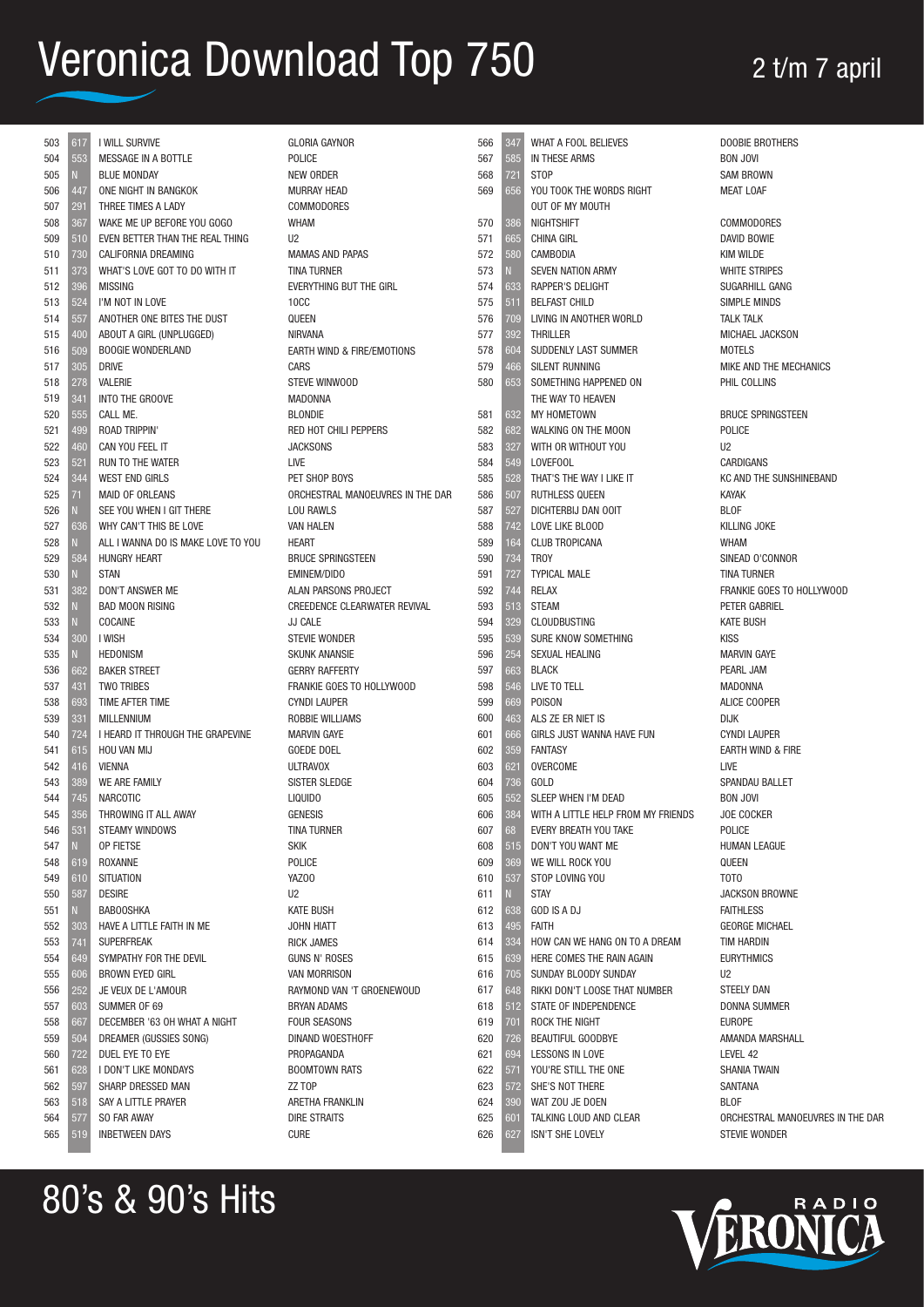# Veronica Download Top 750

2 t/m 7 april

| Pos | Vorige | Titel | Artiest |
|---|---|---|---|
| 503 | 617 | I WILL SURVIVE | GLORIA GAYNOR |
| 504 | 553 | MESSAGE IN A BOTTLE | POLICE |
| 505 | N | BLUE MONDAY | NEW ORDER |
| 506 | 447 | ONE NIGHT IN BANGKOK | MURRAY HEAD |
| 507 | 291 | THREE TIMES A LADY | COMMODORES |
| 508 | 367 | WAKE ME UP BEFORE YOU GOGO | WHAM |
| 509 | 510 | EVEN BETTER THAN THE REAL THING | U2 |
| 510 | 730 | CALIFORNIA DREAMING | MAMAS AND PAPAS |
| 511 | 373 | WHAT'S LOVE GOT TO DO WITH IT | TINA TURNER |
| 512 | 396 | MISSING | EVERYTHING BUT THE GIRL |
| 513 | 524 | I'M NOT IN LOVE | 10CC |
| 514 | 557 | ANOTHER ONE BITES THE DUST | QUEEN |
| 515 | 400 | ABOUT A GIRL (UNPLUGGED) | NIRVANA |
| 516 | 509 | BOOGIE WONDERLAND | EARTH WIND & FIRE/EMOTIONS |
| 517 | 305 | DRIVE | CARS |
| 518 | 278 | VALERIE | STEVE WINWOOD |
| 519 | 341 | INTO THE GROOVE | MADONNA |
| 520 | 555 | CALL ME. | BLONDIE |
| 521 | 499 | ROAD TRIPPIN' | RED HOT CHILI PEPPERS |
| 522 | 460 | CAN YOU FEEL IT | JACKSONS |
| 523 | 521 | RUN TO THE WATER | LIVE |
| 524 | 344 | WEST END GIRLS | PET SHOP BOYS |
| 525 | 71 | MAID OF ORLEANS | ORCHESTRAL MANOEUVRES IN THE DAR |
| 526 | N | SEE YOU WHEN I GIT THERE | LOU RAWLS |
| 527 | 636 | WHY CAN'T THIS BE LOVE | VAN HALEN |
| 528 | N | ALL I WANNA DO IS MAKE LOVE TO YOU | HEART |
| 529 | 584 | HUNGRY HEART | BRUCE SPRINGSTEEN |
| 530 | N | STAN | EMINEM/DIDO |
| 531 | 382 | DON'T ANSWER ME | ALAN PARSONS PROJECT |
| 532 | N | BAD MOON RISING | CREEDENCE CLEARWATER REVIVAL |
| 533 | N | COCAINE | JJ CALE |
| 534 | 300 | I WISH | STEVIE WONDER |
| 535 | N | HEDONISM | SKUNK ANANSIE |
| 536 | 662 | BAKER STREET | GERRY RAFFERTY |
| 537 | 431 | TWO TRIBES | FRANKIE GOES TO HOLLYWOOD |
| 538 | 693 | TIME AFTER TIME | CYNDI LAUPER |
| 539 | 331 | MILLENNIUM | ROBBIE WILLIAMS |
| 540 | 724 | I HEARD IT THROUGH THE GRAPEVINE | MARVIN GAYE |
| 541 | 615 | HOU VAN MIJ | GOEDE DOEL |
| 542 | 416 | VIENNA | ULTRAVOX |
| 543 | 389 | WE ARE FAMILY | SISTER SLEDGE |
| 544 | 745 | NARCOTIC | LIQUIDO |
| 545 | 356 | THROWING IT ALL AWAY | GENESIS |
| 546 | 531 | STEAMY WINDOWS | TINA TURNER |
| 547 | N | OP FIETSE | SKIK |
| 548 | 619 | ROXANNE | POLICE |
| 549 | 610 | SITUATION | YAZOO |
| 550 | 587 | DESIRE | U2 |
| 551 | N | BABOOSHKA | KATE BUSH |
| 552 | 303 | HAVE A LITTLE FAITH IN ME | JOHN HIATT |
| 553 | 741 | SUPERFREAK | RICK JAMES |
| 554 | 649 | SYMPATHY FOR THE DEVIL | GUNS N' ROSES |
| 555 | 606 | BROWN EYED GIRL | VAN MORRISON |
| 556 | 252 | JE VEUX DE L'AMOUR | RAYMOND VAN 'T GROENEWOUD |
| 557 | 603 | SUMMER OF 69 | BRYAN ADAMS |
| 558 | 667 | DECEMBER '63 OH WHAT A NIGHT | FOUR SEASONS |
| 559 | 504 | DREAMER (GUSSIES SONG) | DINAND WOESTHOFF |
| 560 | 722 | DUEL EYE TO EYE | PROPAGANDA |
| 561 | 628 | I DON'T LIKE MONDAYS | BOOMTOWN RATS |
| 562 | 597 | SHARP DRESSED MAN | ZZ TOP |
| 563 | 518 | SAY A LITTLE PRAYER | ARETHA FRANKLIN |
| 564 | 577 | SO FAR AWAY | DIRE STRAITS |
| 565 | 519 | INBETWEEN DAYS | CURE |
| 566 | 347 | WHAT A FOOL BELIEVES | DOOBIE BROTHERS |
| 567 | 585 | IN THESE ARMS | BON JOVI |
| 568 | 721 | STOP | SAM BROWN |
| 569 | 656 | YOU TOOK THE WORDS RIGHT OUT OF MY MOUTH | MEAT LOAF |
| 570 | 386 | NIGHTSHIFT | COMMODORES |
| 571 | 665 | CHINA GIRL | DAVID BOWIE |
| 572 | 580 | CAMBODIA | KIM WILDE |
| 573 | N | SEVEN NATION ARMY | WHITE STRIPES |
| 574 | 633 | RAPPER'S DELIGHT | SUGARHILL GANG |
| 575 | 511 | BELFAST CHILD | SIMPLE MINDS |
| 576 | 709 | LIVING IN ANOTHER WORLD | TALK TALK |
| 577 | 392 | THRILLER | MICHAEL JACKSON |
| 578 | 604 | SUDDENLY LAST SUMMER | MOTELS |
| 579 | 466 | SILENT RUNNING | MIKE AND THE MECHANICS |
| 580 | 653 | SOMETHING HAPPENED ON THE WAY TO HEAVEN | PHIL COLLINS |
| 581 | 632 | MY HOMETOWN | BRUCE SPRINGSTEEN |
| 582 | 682 | WALKING ON THE MOON | POLICE |
| 583 | 327 | WITH OR WITHOUT YOU | U2 |
| 584 | 549 | LOVEFOOL | CARDIGANS |
| 585 | 528 | THAT'S THE WAY I LIKE IT | KC AND THE SUNSHINEBAND |
| 586 | 507 | RUTHLESS QUEEN | KAYAK |
| 587 | 527 | DICHTERBIJ DAN OOIT | BLOF |
| 588 | 742 | LOVE LIKE BLOOD | KILLING JOKE |
| 589 | 164 | CLUB TROPICANA | WHAM |
| 590 | 734 | TROY | SINEAD O'CONNOR |
| 591 | 727 | TYPICAL MALE | TINA TURNER |
| 592 | 744 | RELAX | FRANKIE GOES TO HOLLYWOOD |
| 593 | 513 | STEAM | PETER GABRIEL |
| 594 | 329 | CLOUDBUSTING | KATE BUSH |
| 595 | 539 | SURE KNOW SOMETHING | KISS |
| 596 | 254 | SEXUAL HEALING | MARVIN GAYE |
| 597 | 663 | BLACK | PEARL JAM |
| 598 | 546 | LIVE TO TELL | MADONNA |
| 599 | 669 | POISON | ALICE COOPER |
| 600 | 463 | ALS ZE ER NIET IS | DIJK |
| 601 | 666 | GIRLS JUST WANNA HAVE FUN | CYNDI LAUPER |
| 602 | 359 | FANTASY | EARTH WIND & FIRE |
| 603 | 621 | OVERCOME | LIVE |
| 604 | 736 | GOLD | SPANDAU BALLET |
| 605 | 552 | SLEEP WHEN I'M DEAD | BON JOVI |
| 606 | 384 | WITH A LITTLE HELP FROM MY FRIENDS | JOE COCKER |
| 607 | 68 | EVERY BREATH YOU TAKE | POLICE |
| 608 | 515 | DON'T YOU WANT ME | HUMAN LEAGUE |
| 609 | 369 | WE WILL ROCK YOU | QUEEN |
| 610 | 537 | STOP LOVING YOU | TOTO |
| 611 | N | STAY | JACKSON BROWNE |
| 612 | 638 | GOD IS A DJ | FAITHLESS |
| 613 | 495 | FAITH | GEORGE MICHAEL |
| 614 | 334 | HOW CAN WE HANG ON TO A DREAM | TIM HARDIN |
| 615 | 639 | HERE COMES THE RAIN AGAIN | EURYTHMICS |
| 616 | 705 | SUNDAY BLOODY SUNDAY | U2 |
| 617 | 648 | RIKKI DON'T LOOSE THAT NUMBER | STEELY DAN |
| 618 | 512 | STATE OF INDEPENDENCE | DONNA SUMMER |
| 619 | 701 | ROCK THE NIGHT | EUROPE |
| 620 | 726 | BEAUTIFUL GOODBYE | AMANDA MARSHALL |
| 621 | 694 | LESSONS IN LOVE | LEVEL 42 |
| 622 | 571 | YOU'RE STILL THE ONE | SHANIA TWAIN |
| 623 | 572 | SHE'S NOT THERE | SANTANA |
| 624 | 390 | WAT ZOU JE DOEN | BLOF |
| 625 | 601 | TALKING LOUD AND CLEAR | ORCHESTRAL MANOEUVRES IN THE DAR |
| 626 | 627 | ISN'T SHE LOVELY | STEVIE WONDER |

80's & 90's Hits

RADIO VERONICA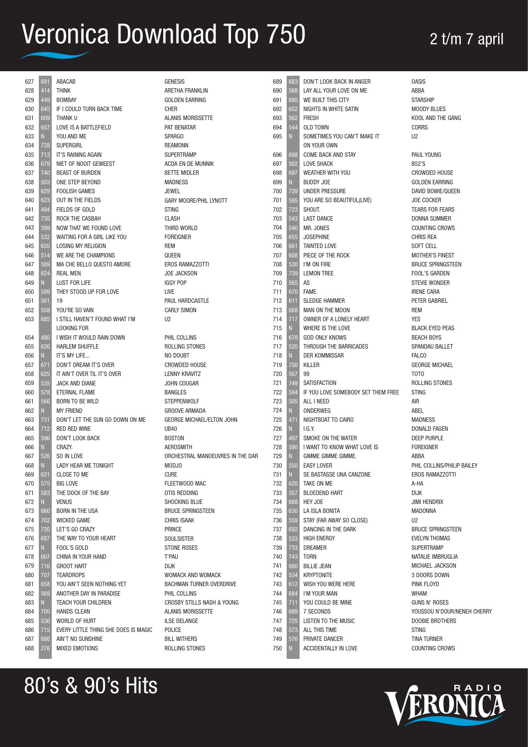# Veronica Download Top 750

2 t/m 7 april

| | | | |
|---|---|---|---|
| 627 | 681 | ABACAB | GENESIS |
| 628 | 414 | THINK | ARETHA FRANKLIN |
| 629 | 449 | BOMBAY | GOLDEN EARRING |
| 630 | 645 | IF I COULD TURN BACK TIME | CHER |
| 631 | 609 | THANK U | ALANIS MORISSETTE |
| 632 | 657 | LOVE IS A BATTLEFIELD | PAT BENATAR |
| 633 | N | YOU AND ME | SPARGO |
| 634 | 728 | SUPERGIRL | REAMONN |
| 635 | 713 | IT'S RAINING AGAIN | SUPERTRAMP |
| 636 | 679 | NIET OF NOOIT GEWEEST | ACDA EN DE MUNNIK |
| 637 | 740 | BEAST OF BURDEN | BETTE MIDLER |
| 638 | 503 | ONE STEP BEYOND | MADNESS |
| 639 | 629 | FOOLISH GAMES | JEWEL |
| 640 | 623 | OUT IN THE FIELDS | GARY MOORE/PHIL LYNOTT |
| 641 | 494 | FIELDS OF GOLD | STING |
| 642 | 735 | ROCK THE CASBAH | CLASH |
| 643 | 399 | NOW THAT WE FOUND LOVE | THIRD WORLD |
| 644 | 532 | WAITING FOR A GIRL LIKE YOU | FOREIGNER |
| 645 | 635 | LOSING MY RELIGION | REM |
| 646 | 514 | WE ARE THE CHAMPIONS | QUEEN |
| 647 | 589 | MA CHE BELLO QUESTO AMORE | EROS RAMAZZOTTI |
| 648 | 624 | REAL MEN | JOE JACKSON |
| 649 | N | LUST FOR LIFE | IGGY POP |
| 650 | 599 | THEY STOOD UP FOR LOVE | LIVE |
| 651 | 501 | 19 | PAUL HARDCASTLE |
| 652 | 558 | YOU'RE SO VAIN | CARLY SIMON |
| 653 | 685 | I STILL HAVEN'T FOUND WHAT I'M LOOKING FOR | U2 |
| 654 | 480 | I WISH IT WOULD RAIN DOWN | PHIL COLLINS |
| 655 | 626 | HARLEM SHUFFLE | ROLLING STONES |
| 656 | N | IT'S MY LIFE... | NO DOUBT |
| 657 | 671 | DON'T DREAM IT'S OVER | CROWDED HOUSE |
| 658 | 625 | IT AIN'T OVER TIL IT'S OVER | LENNY KRAVITZ |
| 659 | 535 | JACK AND DIANE | JOHN COUGAR |
| 660 | 578 | ETERNAL FLAME | BANGLES |
| 661 | 566 | BORN TO BE WILD | STEPPENWOLF |
| 662 | N | MY FRIEND | GROOVE ARMADA |
| 663 | 731 | DON'T LET THE SUN GO DOWN ON ME | GEORGE MICHAEL/ELTON JOHN |
| 664 | 712 | RED RED WINE | UB40 |
| 665 | 596 | DON'T LOOK BACK | BOSTON |
| 666 | N | CRAZY. | AEROSMITH |
| 667 | 526 | SO IN LOVE | ORCHESTRAL MANOEUVRES IN THE DAR |
| 668 | N | LADY HEAR ME TONIGHT | MODJO |
| 669 | 631 | CLOSE TO ME | CURE |
| 670 | 575 | BIG LOVE | FLEETWOOD MAC |
| 671 | 583 | THE DOCK OF THE BAY | OTIS REDDING |
| 672 | N | VENUS | SHOCKING BLUE |
| 673 | 660 | BORN IN THE USA | BRUCE SPRINGSTEEN |
| 674 | 702 | WICKED GAME | CHRIS ISAAK |
| 675 | 720 | LET'S GO CRAZY | PRINCE |
| 676 | 687 | THE WAY TO YOUR HEART | SOULSISTER |
| 677 | N | FOOL'S GOLD | STONE ROSES |
| 678 | 607 | CHINA IN YOUR HAND | T'PAU |
| 679 | 716 | GROOT HART | DIJK |
| 680 | 707 | TEARDROPS | WOMACK AND WOMACK |
| 681 | 658 | YOU AIN'T SEEN NOTHING YET | BACHMAN TURNER OVERDRIVE |
| 682 | 569 | ANOTHER DAY IN PARADISE | PHIL COLLINS |
| 683 | N | TEACH YOUR CHILDREN | CROSBY STILLS NASH & YOUNG |
| 684 | 700 | HANDS CLEAN | ALANIS MORISSETTE |
| 685 | 536 | WORLD OF HURT | ILSE DELANGE |
| 686 | 715 | EVERY LITTLE THING SHE DOES IS MAGIC | POLICE |
| 687 | 686 | AIN'T NO SUNSHINE | BILL WITHERS |
| 688 | 276 | MIXED EMOTIONS | ROLLING STONES |
| 689 | 683 | DON'T LOOK BACK IN ANGER | OASIS |
| 690 | 568 | LAY ALL YOUR LOVE ON ME | ABBA |
| 691 | 695 | WE BUILT THIS CITY | STARSHIP |
| 692 | 652 | NIGHTS IN WHITE SATIN | MOODY BLUES |
| 693 | 562 | FRESH | KOOL AND THE GANG |
| 694 | 544 | OLD TOWN | CORRS |
| 695 | N | SOMETIMES YOU CAN'T MAKE IT ON YOUR OWN | U2 |
| 696 | 698 | COME BACK AND STAY | PAUL YOUNG |
| 697 | 502 | LOVE SHACK | B52'S |
| 698 | 697 | WEATHER WITH YOU | CROWDED HOUSE |
| 699 | N | BUDDY JOE | GOLDEN EARRING |
| 700 | 729 | UNDER PRESSURE | DAVID BOWIE/QUEEN |
| 701 | 595 | YOU ARE SO BEAUTIFUL(LIVE) | JOE COCKER |
| 702 | 723 | SHOUT. | TEARS FOR FEARS |
| 703 | 543 | LAST DANCE | DONNA SUMMER |
| 704 | 540 | MR. JONES | COUNTING CROWS |
| 705 | 655 | JOSEPHINE | CHRIS REA |
| 706 | 661 | TAINTED LOVE | SOFT CELL |
| 707 | 608 | PIECE OF THE ROCK | MOTHER'S FINEST |
| 708 | 530 | I'M ON FIRE | BRUCE SPRINGSTEEN |
| 709 | 739 | LEMON TREE | FOOL'S GARDEN |
| 710 | 565 | AS | STEVIE WONDER |
| 711 | 670 | FAME. | IRENE CARA |
| 712 | 611 | SLEDGE HAMMER | PETER GABRIEL |
| 713 | 668 | MAN ON THE MOON | REM |
| 714 | 717 | OWNER OF A LONELY HEART | YES |
| 715 | N | WHERE IS THE LOVE | BLACK EYED PEAS |
| 716 | 678 | GOD ONLY KNOWS | BEACH BOYS |
| 717 | 520 | THROUGH THE BARRICADES | SPANDAU BALLET |
| 718 | N | DER KOMMISSAR | FALCO |
| 719 | 750 | KILLER | GEORGE MICHAEL |
| 720 | 567 | 99 | TOTO |
| 721 | 749 | SATISFACTION | ROLLING STONES |
| 722 | 594 | IF YOU LOVE SOMEBODY SET THEM FREE | STING |
| 723 | 505 | ALL I NEED | AIR |
| 724 | N | ONDERWEG | ABEL |
| 725 | 471 | NIGHTBOAT TO CAIRO | MADNESS |
| 726 | N | I.G.Y. | DONALD FAGEN |
| 727 | 497 | SMOKE ON THE WATER | DEEP PURPLE |
| 728 | 590 | I WANT TO KNOW WHAT LOVE IS | FOREIGNER |
| 729 | N | GIMME GIMME GIMME. | ABBA |
| 730 | 550 | EASY LOVER | PHIL COLLINS/PHILIP BAILEY |
| 731 | N | SE BASTASSE UNA CANZONE | EROS RAMAZZOTTI |
| 732 | 620 | TAKE ON ME | A-HA |
| 733 | 357 | BLOEDEND HART | DIJK |
| 734 | 688 | HEY JOE | JIMI HENDRIX |
| 735 | 630 | LA ISLA BONITA | MADONNA |
| 736 | 559 | STAY (FAR AWAY SO CLOSE) | U2 |
| 737 | 692 | DANCING IN THE DARK | BRUCE SPRINGSTEEN |
| 738 | 533 | HIGH ENERGY | EVELYN THOMAS |
| 739 | 733 | DREAMER | SUPERTRAMP |
| 740 | 743 | TORN | NATALIE IMBRUGLIA |
| 741 | 680 | BILLIE JEAN | MICHAEL JACKSON |
| 742 | 534 | KRYPTONITE | 3 DOORS DOWN |
| 743 | 612 | WISH YOU WERE HERE | PINK FLOYD |
| 744 | 684 | I'M YOUR MAN | WHAM |
| 745 | 711 | YOU COULD BE MINE | GUNS N' ROSES |
| 746 | 689 | 7 SECONDS | YOUSSOU N'DOUR/NENEH CHERRY |
| 747 | 725 | LISTEN TO THE MUSIC | DOOBIE BROTHERS |
| 748 | 573 | ALL THIS TIME | STING |
| 749 | 576 | PRIVATE DANCER | TINA TURNER |
| 750 | N | ACCIDENTALLY IN LOVE | COUNTING CROWS |

80's & 90's Hits

RADIO VERONICA